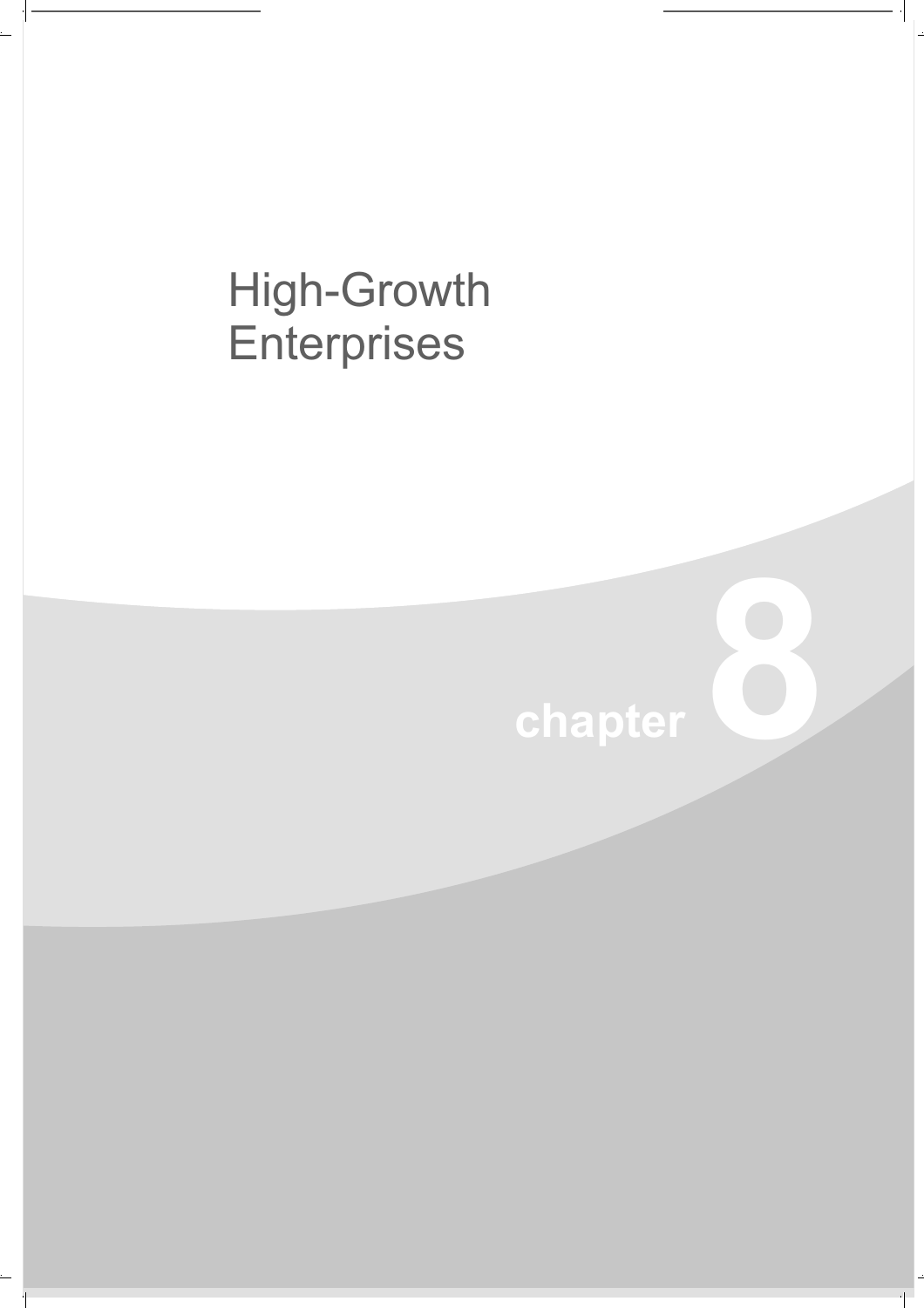# High-Growth Enterprises

chapter 8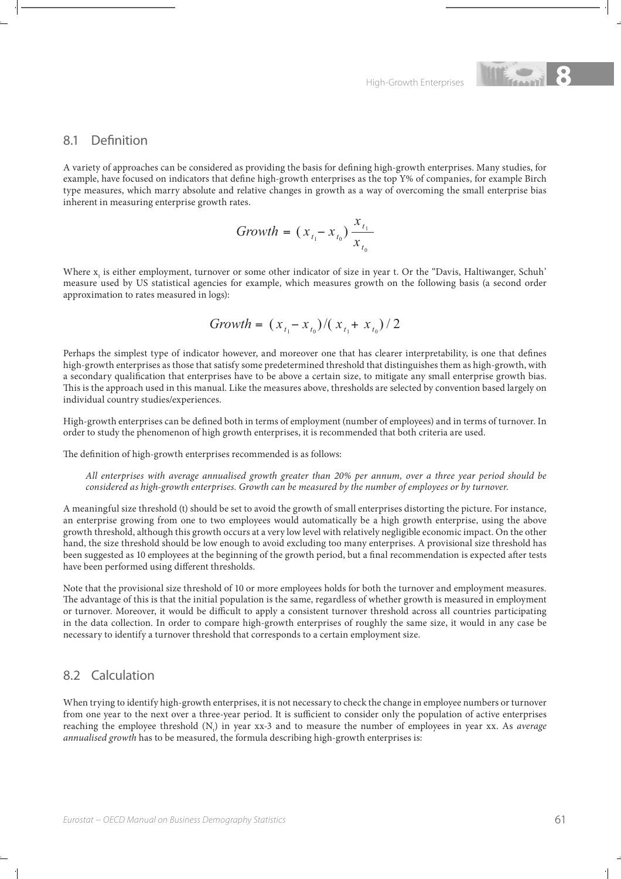## 8.1 Definition

A variety of approaches can be considered as providing the basis for defining high-growth enterprises. Many studies, for example, have focused on indicators that define high-growth enterprises as the top Y% of companies, for example Birch type measures, which marry absolute and relative changes in growth as a way of overcoming the small enterprise bias inherent in measuring enterprise growth rates.

$$Growth = (x_{t_1} - x_{t_0}) \frac{x_{t_1}}{x_{t_0}}$$

Where $x_t$ is either employment, turnover or some other indicator of size in year t. Or the "Davis, Haltiwanger, Schuh' measure used by US statistical agencies for example, which measures growth on the following basis (a second order approximation to rates measured in logs):

$$Growth = (x_{t_1} - x_{t_0}) / (x_{t_1} + x_{t_0}) / 2$$

Perhaps the simplest type of indicator however, and moreover one that has clearer interpretability, is one that defines high-growth enterprises as those that satisfy some predetermined threshold that distinguishes them as high-growth, with a secondary qualification that enterprises have to be above a certain size, to mitigate any small enterprise growth bias. This is the approach used in this manual. Like the measures above, thresholds are selected by convention based largely on individual country studies/experiences.

High-growth enterprises can be defined both in terms of employment (number of employees) and in terms of turnover. In order to study the phenomenon of high growth enterprises, it is recommended that both criteria are used.

The definition of high-growth enterprises recommended is as follows:

> *All enterprises with average annualised growth greater than 20% per annum, over a three year period should be considered as high-growth enterprises. Growth can be measured by the number of employees or by turnover.*

A meaningful size threshold (t) should be set to avoid the growth of small enterprises distorting the picture. For instance, an enterprise growing from one to two employees would automatically be a high growth enterprise, using the above growth threshold, although this growth occurs at a very low level with relatively negligible economic impact. On the other hand, the size threshold should be low enough to avoid excluding too many enterprises. A provisional size threshold has been suggested as 10 employees at the beginning of the growth period, but a final recommendation is expected after tests have been performed using different thresholds.

Note that the provisional size threshold of 10 or more employees holds for both the turnover and employment measures. The advantage of this is that the initial population is the same, regardless of whether growth is measured in employment or turnover. Moreover, it would be difficult to apply a consistent turnover threshold across all countries participating in the data collection. In order to compare high-growth enterprises of roughly the same size, it would in any case be necessary to identify a turnover threshold that corresponds to a certain employment size.

## 8.2 Calculation

When trying to identify high-growth enterprises, it is not necessary to check the change in employee numbers or turnover from one year to the next over a three-year period. It is sufficient to consider only the population of active enterprises reaching the employee threshold ($N_t$) in year xx-3 and to measure the number of employees in year xx. As *average annualised growth* has to be measured, the formula describing high-growth enterprises is: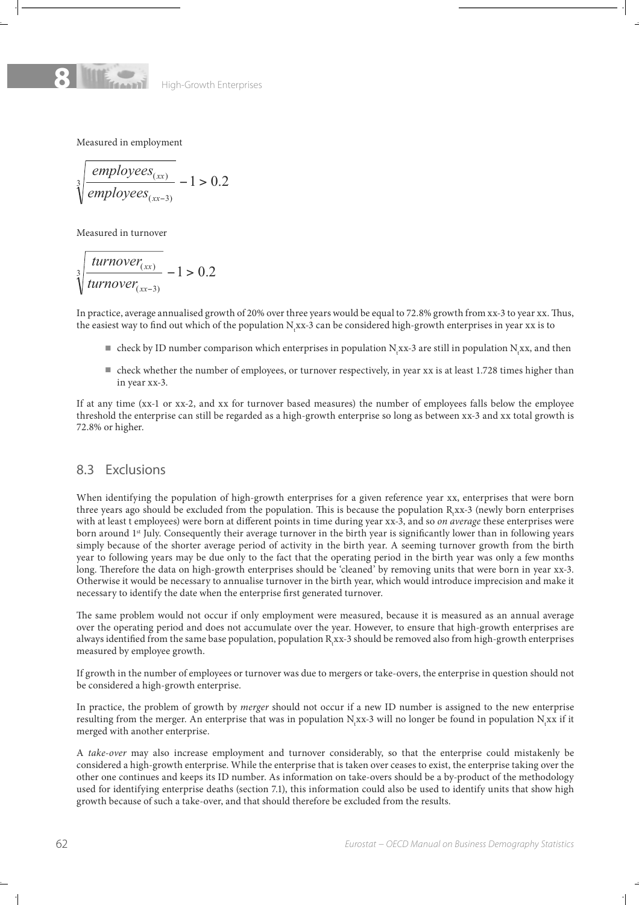Measured in employment

$$\sqrt[3]{\frac{employees_{(xx)}}{employees_{(xx-3)}}} - 1 > 0.2$$

Measured in turnover

$$\sqrt[3]{\frac{turnover_{(xx)}}{turnover_{(xx-3)}}} - 1 > 0.2$$

In practice, average annualised growth of 20% over three years would be equal to 72.8% growth from xx-3 to year xx. Thus, the easiest way to find out which of the population $N_t$xx-3 can be considered high-growth enterprises in year xx is to

- check by ID number comparison which enterprises in population $N_t$xx-3 are still in population $N_t$xx, and then
- check whether the number of employees, or turnover respectively, in year xx is at least 1.728 times higher than in year xx-3.

If at any time (xx-1 or xx-2, and xx for turnover based measures) the number of employees falls below the employee threshold the enterprise can still be regarded as a high-growth enterprise so long as between xx-3 and xx total growth is 72.8% or higher.

## 8.3 Exclusions

When identifying the population of high-growth enterprises for a given reference year xx, enterprises that were born three years ago should be excluded from the population. This is because the population $R_t$xx-3 (newly born enterprises with at least t employees) were born at different points in time during year xx-3, and so *on average* these enterprises were born around 1st July. Consequently their average turnover in the birth year is significantly lower than in following years simply because of the shorter average period of activity in the birth year. A seeming turnover growth from the birth year to following years may be due only to the fact that the operating period in the birth year was only a few months long. Therefore the data on high-growth enterprises should be 'cleaned' by removing units that were born in year xx-3. Otherwise it would be necessary to annualise turnover in the birth year, which would introduce imprecision and make it necessary to identify the date when the enterprise first generated turnover.

The same problem would not occur if only employment were measured, because it is measured as an annual average over the operating period and does not accumulate over the year. However, to ensure that high-growth enterprises are always identified from the same base population, population $R_t$xx-3 should be removed also from high-growth enterprises measured by employee growth.

If growth in the number of employees or turnover was due to mergers or take-overs, the enterprise in question should not be considered a high-growth enterprise.

In practice, the problem of growth by *merger* should not occur if a new ID number is assigned to the new enterprise resulting from the merger. An enterprise that was in population $N_t$xx-3 will no longer be found in population $N_t$xx if it merged with another enterprise.

A *take-over* may also increase employment and turnover considerably, so that the enterprise could mistakenly be considered a high-growth enterprise. While the enterprise that is taken over ceases to exist, the enterprise taking over the other one continues and keeps its ID number. As information on take-overs should be a by-product of the methodology used for identifying enterprise deaths (section 7.1), this information could also be used to identify units that show high growth because of such a take-over, and that should therefore be excluded from the results.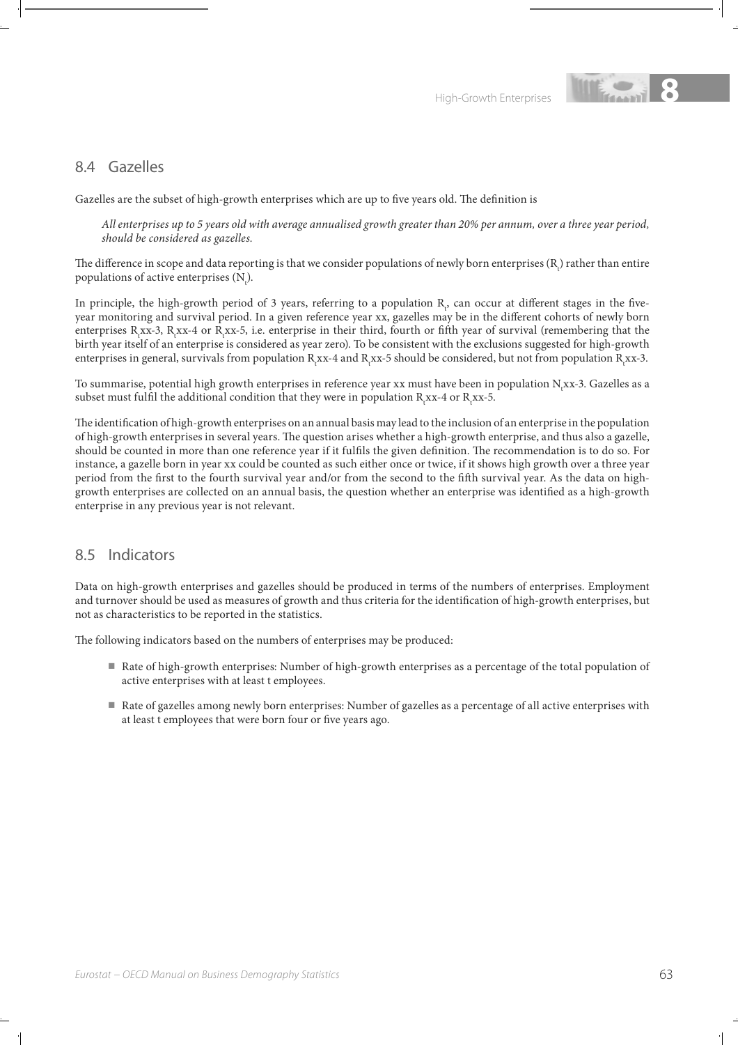## 8.4 Gazelles

Gazelles are the subset of high-growth enterprises which are up to five years old. The definition is

*All enterprises up to 5 years old with average annualised growth greater than 20% per annum, over a three year period, should be considered as gazelles.*

The difference in scope and data reporting is that we consider populations of newly born enterprises ($R_t$) rather than entire populations of active enterprises ($N_t$).

In principle, the high-growth period of 3 years, referring to a population $R_t$, can occur at different stages in the five-year monitoring and survival period. In a given reference year xx, gazelles may be in the different cohorts of newly born enterprises $R_t$xx-3, $R_t$xx-4 or $R_t$xx-5, i.e. enterprise in their third, fourth or fifth year of survival (remembering that the birth year itself of an enterprise is considered as year zero). To be consistent with the exclusions suggested for high-growth enterprises in general, survivals from population $R_t$xx-4 and $R_t$xx-5 should be considered, but not from population $R_t$xx-3.

To summarise, potential high growth enterprises in reference year xx must have been in population $N_t$xx-3. Gazelles as a subset must fulfil the additional condition that they were in population $R_t$xx-4 or $R_t$xx-5.

The identification of high-growth enterprises on an annual basis may lead to the inclusion of an enterprise in the population of high-growth enterprises in several years. The question arises whether a high-growth enterprise, and thus also a gazelle, should be counted in more than one reference year if it fulfils the given definition. The recommendation is to do so. For instance, a gazelle born in year xx could be counted as such either once or twice, if it shows high growth over a three year period from the first to the fourth survival year and/or from the second to the fifth survival year. As the data on high-growth enterprises are collected on an annual basis, the question whether an enterprise was identified as a high-growth enterprise in any previous year is not relevant.

## 8.5 Indicators

Data on high-growth enterprises and gazelles should be produced in terms of the numbers of enterprises. Employment and turnover should be used as measures of growth and thus criteria for the identification of high-growth enterprises, but not as characteristics to be reported in the statistics.

The following indicators based on the numbers of enterprises may be produced:

- Rate of high-growth enterprises: Number of high-growth enterprises as a percentage of the total population of active enterprises with at least t employees.
- Rate of gazelles among newly born enterprises: Number of gazelles as a percentage of all active enterprises with at least t employees that were born four or five years ago.